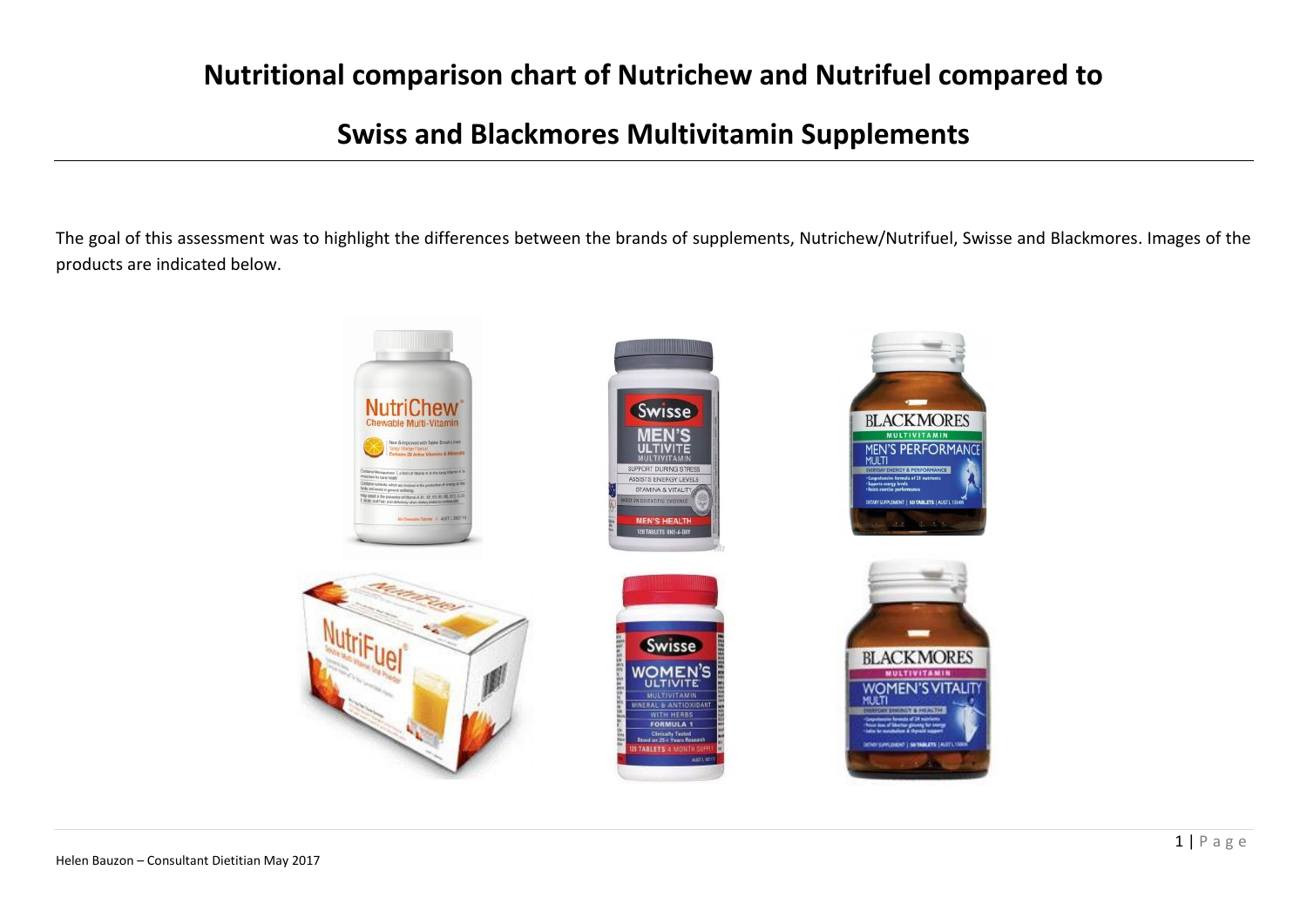# Nutritional comparison chart of Nutrichew and Nutrifuel compared to

# Swiss and Blackmores Multivitamin Supplements

The goal of this assessment was to highlight the differences between the brands of supplements, Nutrichew/Nutrifuel, Swisse and Blackmores. Images of the products are indicated below.

Helen Bauzon – Consultant Dietitian May 2017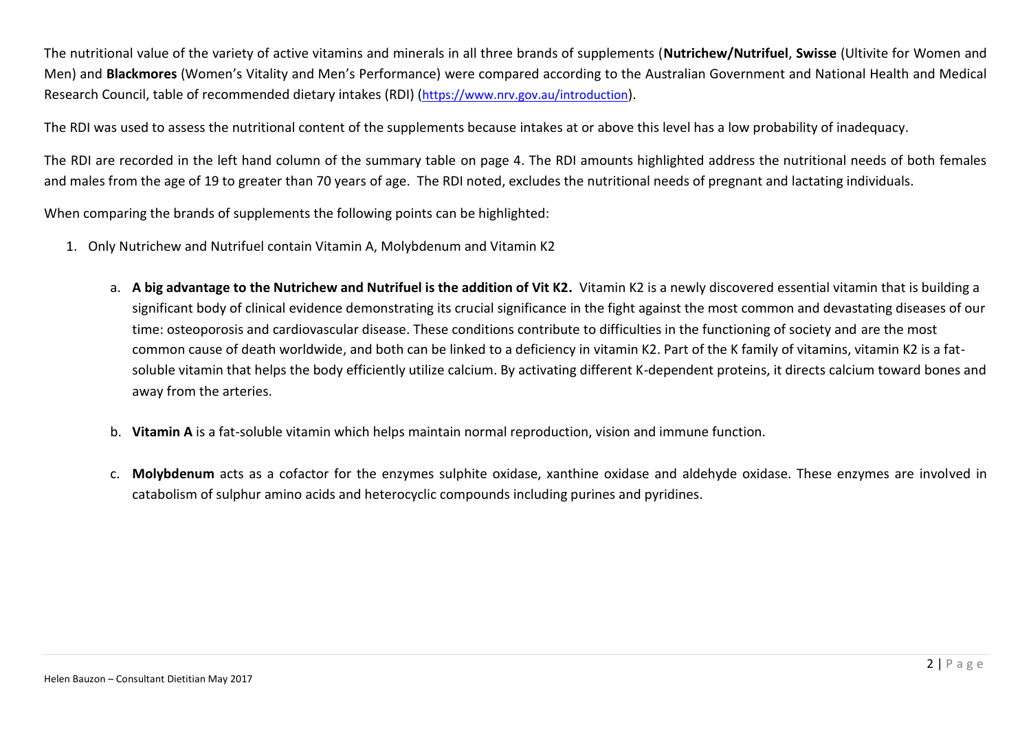The nutritional value of the variety of active vitamins and minerals in all three brands of supplements (**Nutrichew/Nutrifuel**, **Swisse** (Ultivite for Women and Men) and **Blackmores** (Women's Vitality and Men's Performance) were compared according to the Australian Government and National Health and Medical Research Council, table of recommended dietary intakes (RDI) (https://www.nrv.gov.au/introduction).

The RDI was used to assess the nutritional content of the supplements because intakes at or above this level has a low probability of inadequacy.

The RDI are recorded in the left hand column of the summary table on page 4. The RDI amounts highlighted address the nutritional needs of both females and males from the age of 19 to greater than 70 years of age. The RDI noted, excludes the nutritional needs of pregnant and lactating individuals.

When comparing the brands of supplements the following points can be highlighted:

1. Only Nutrichew and Nutrifuel contain Vitamin A, Molybdenum and Vitamin K2

    a. **A big advantage to the Nutrichew and Nutrifuel is the addition of Vit K2.** Vitamin K2 is a newly discovered essential vitamin that is building a significant body of clinical evidence demonstrating its crucial significance in the fight against the most common and devastating diseases of our time: osteoporosis and cardiovascular disease. These conditions contribute to difficulties in the functioning of society and are the most common cause of death worldwide, and both can be linked to a deficiency in vitamin K2. Part of the K family of vitamins, vitamin K2 is a fat-soluble vitamin that helps the body efficiently utilize calcium. By activating different K-dependent proteins, it directs calcium toward bones and away from the arteries.

    b. **Vitamin A** is a fat-soluble vitamin which helps maintain normal reproduction, vision and immune function.

    c. **Molybdenum** acts as a cofactor for the enzymes sulphite oxidase, xanthine oxidase and aldehyde oxidase. These enzymes are involved in catabolism of sulphur amino acids and heterocyclic compounds including purines and pyridines.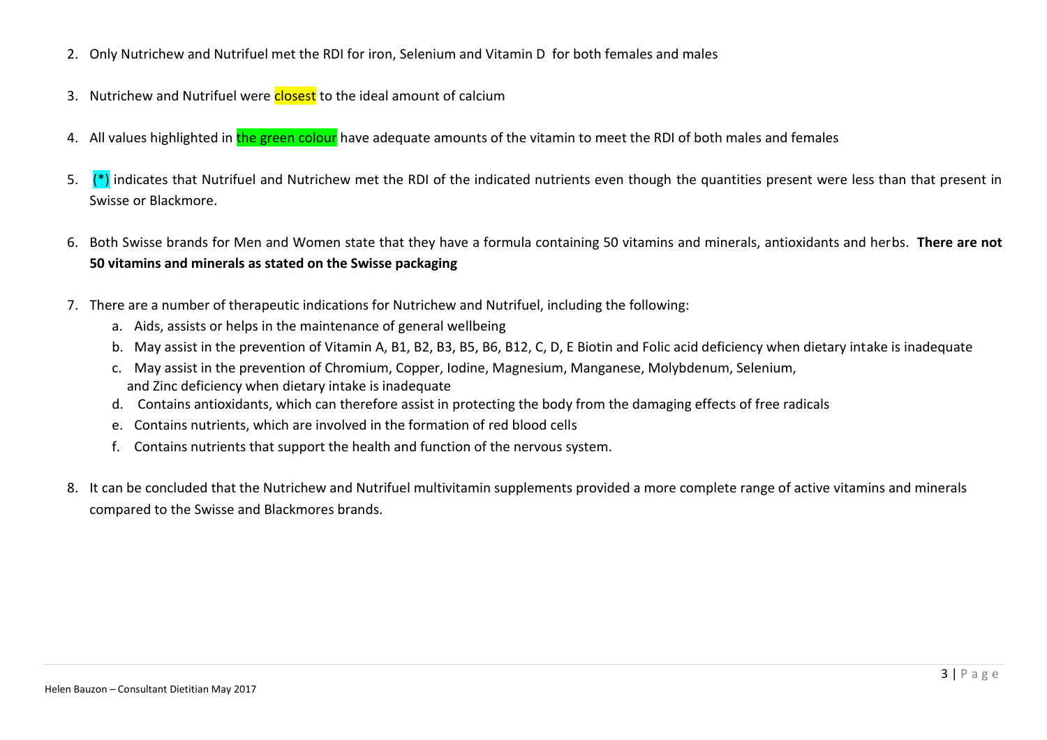2. Only Nutrichew and Nutrifuel met the RDI for iron, Selenium and Vitamin D for both females and males

3. Nutrichew and Nutrifuel were closest to the ideal amount of calcium

4. All values highlighted in the green colour have adequate amounts of the vitamin to meet the RDI of both males and females

5. (*) indicates that Nutrifuel and Nutrichew met the RDI of the indicated nutrients even though the quantities present were less than that present in Swisse or Blackmore.

6. Both Swisse brands for Men and Women state that they have a formula containing 50 vitamins and minerals, antioxidants and herbs. **There are not 50 vitamins and minerals as stated on the Swisse packaging**

7. There are a number of therapeutic indications for Nutrichew and Nutrifuel, including the following:
   a. Aids, assists or helps in the maintenance of general wellbeing
   b. May assist in the prevention of Vitamin A, B1, B2, B3, B5, B6, B12, C, D, E Biotin and Folic acid deficiency when dietary intake is inadequate
   c. May assist in the prevention of Chromium, Copper, Iodine, Magnesium, Manganese, Molybdenum, Selenium, and Zinc deficiency when dietary intake is inadequate
   d. Contains antioxidants, which can therefore assist in protecting the body from the damaging effects of free radicals
   e. Contains nutrients, which are involved in the formation of red blood cells
   f. Contains nutrients that support the health and function of the nervous system.

8. It can be concluded that the Nutrichew and Nutrifuel multivitamin supplements provided a more complete range of active vitamins and minerals compared to the Swisse and Blackmores brands.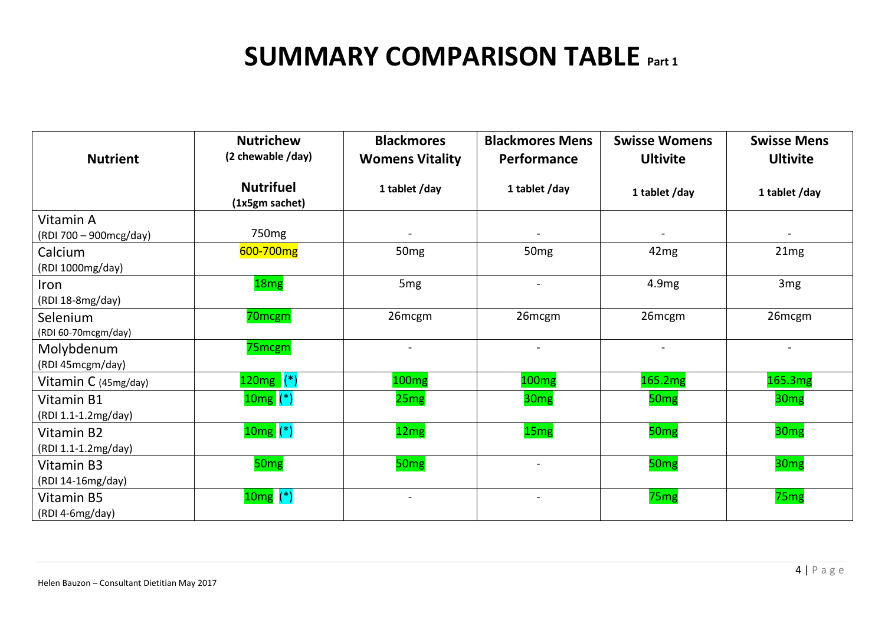# SUMMARY COMPARISON TABLE Part 1

| Nutrient | Nutrichew (2 chewable /day) Nutrifuel (1x5gm sachet) | Blackmores Womens Vitality 1 tablet /day | Blackmores Mens Performance 1 tablet /day | Swisse Womens Ultivite 1 tablet /day | Swisse Mens Ultivite 1 tablet /day |
|---|---|---|---|---|---|
| Vitamin A (RDI 700 – 900mcg/day) | 750mg | - | - | - | - |
| Calcium (RDI 1000mg/day) | 600-700mg | 50mg | 50mg | 42mg | 21mg |
| Iron (RDI 18-8mg/day) | 18mg | 5mg | - | 4.9mg | 3mg |
| Selenium (RDI 60-70mcgm/day) | 70mcgm | 26mcgm | 26mcgm | 26mcgm | 26mcgm |
| Molybdenum (RDI 45mcgm/day) | 75mcgm | - | - | - | - |
| Vitamin C (45mg/day) | 120mg (*) | 100mg | 100mg | 165.2mg | 165.3mg |
| Vitamin B1 (RDI 1.1-1.2mg/day) | 10mg (*) | 25mg | 30mg | 50mg | 30mg |
| Vitamin B2 (RDI 1.1-1.2mg/day) | 10mg (*) | 12mg | 15mg | 50mg | 30mg |
| Vitamin B3 (RDI 14-16mg/day) | 50mg | 50mg | - | 50mg | 30mg |
| Vitamin B5 (RDI 4-6mg/day) | 10mg (*) | - | - | 75mg | 75mg |

Helen Bauzon – Consultant Dietitian May 2017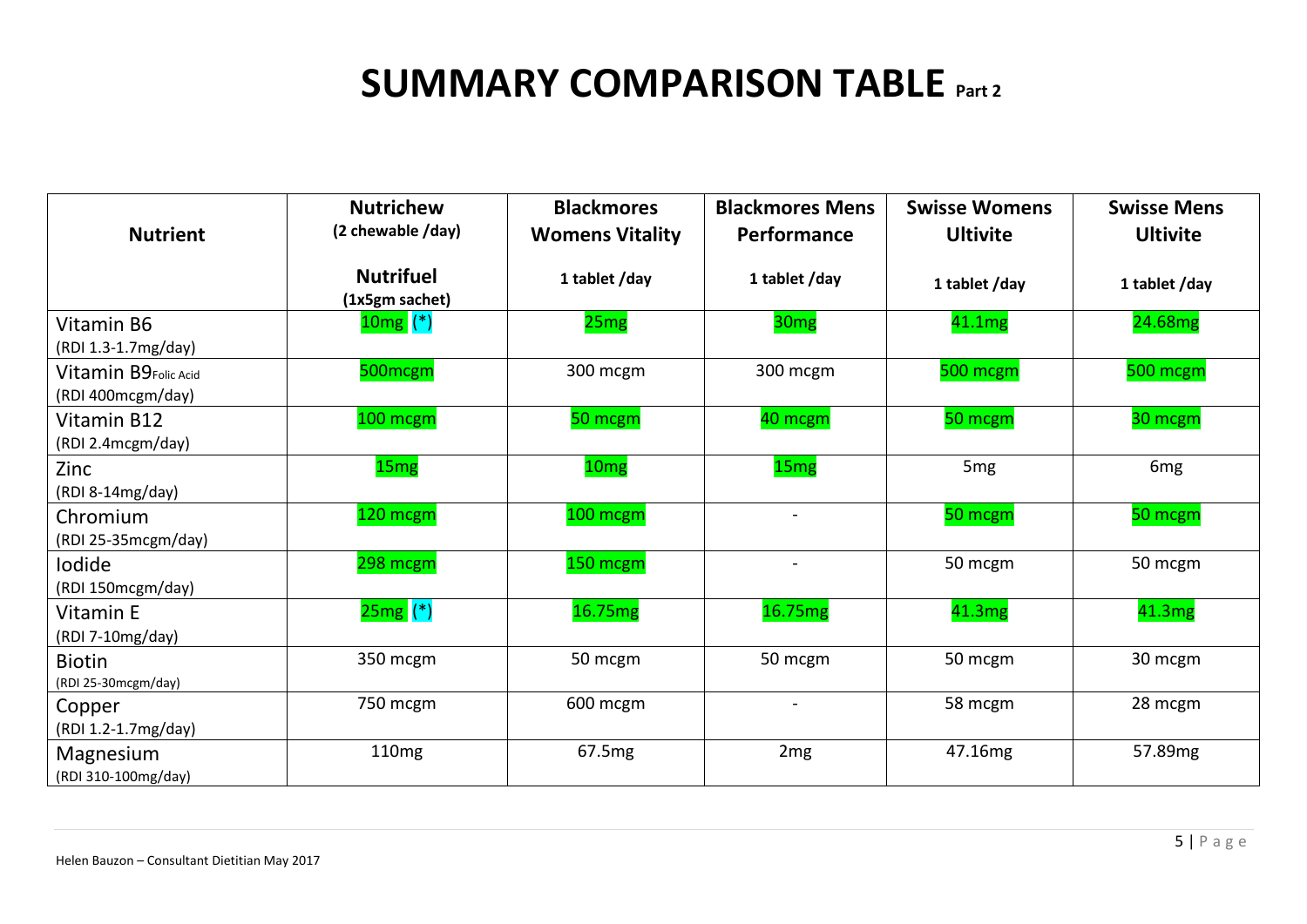# SUMMARY COMPARISON TABLE Part 2

| Nutrient | Nutrichew (2 chewable /day) Nutrifuel (1x5gm sachet) | Blackmores Womens Vitality 1 tablet /day | Blackmores Mens Performance 1 tablet /day | Swisse Womens Ultivite 1 tablet /day | Swisse Mens Ultivite 1 tablet /day |
|---|---|---|---|---|---|
| Vitamin B6 (RDI 1.3-1.7mg/day) | 10mg (*) | 25mg | 30mg | 41.1mg | 24.68mg |
| Vitamin B9 Folic Acid (RDI 400mcgm/day) | 500mcgm | 300 mcgm | 300 mcgm | 500 mcgm | 500 mcgm |
| Vitamin B12 (RDI 2.4mcgm/day) | 100 mcgm | 50 mcgm | 40 mcgm | 50 mcgm | 30 mcgm |
| Zinc (RDI 8-14mg/day) | 15mg | 10mg | 15mg | 5mg | 6mg |
| Chromium (RDI 25-35mcgm/day) | 120 mcgm | 100 mcgm | - | 50 mcgm | 50 mcgm |
| Iodide (RDI 150mcgm/day) | 298 mcgm | 150 mcgm | - | 50 mcgm | 50 mcgm |
| Vitamin E (RDI 7-10mg/day) | 25mg (*) | 16.75mg | 16.75mg | 41.3mg | 41.3mg |
| Biotin (RDI 25-30mcgm/day) | 350 mcgm | 50 mcgm | 50 mcgm | 50 mcgm | 30 mcgm |
| Copper (RDI 1.2-1.7mg/day) | 750 mcgm | 600 mcgm | - | 58 mcgm | 28 mcgm |
| Magnesium (RDI 310-100mg/day) | 110mg | 67.5mg | 2mg | 47.16mg | 57.89mg |

Helen Bauzon – Consultant Dietitian May 2017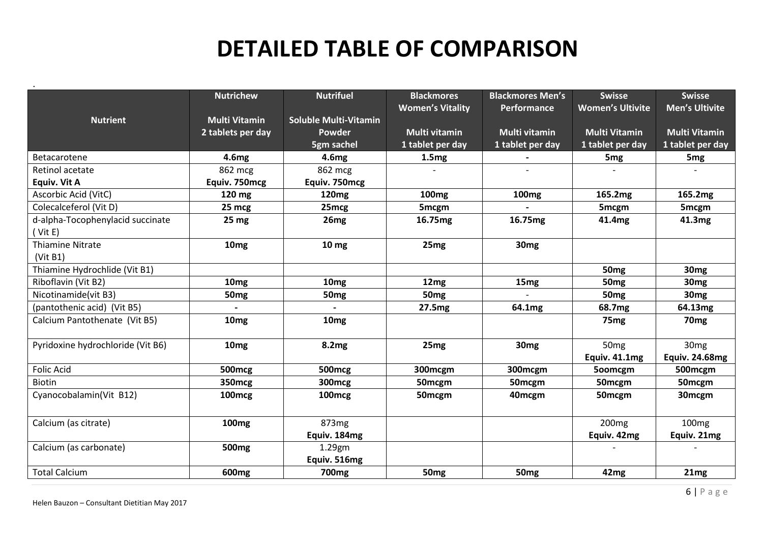# DETAILED TABLE OF COMPARISON

.

| Nutrient | Nutrichew<br><br>Multi Vitamin<br>2 tablets per day | Nutrifuel<br><br>Soluble Multi-Vitamin Powder<br>5gm sachel | Blackmores Women's Vitality<br><br>Multi vitamin<br>1 tablet per day | Blackmores Men's Performance<br><br>Multi vitamin<br>1 tablet per day | Swisse Women's Ultivite<br><br>Multi Vitamin<br>1 tablet per day | Swisse Men's Ultivite<br><br>Multi Vitamin<br>1 tablet per day |
|---|---|---|---|---|---|---|
| Betacarotene | **4.6mg** | **4.6mg** | **1.5mg** | **-** | **5mg** | **5mg** |
| Retinol acetate<br>**Equiv. Vit A** | 862 mcg<br>**Equiv. 750mcg** | 862 mcg<br>**Equiv. 750mcg** | - | - | - | - |
| Ascorbic Acid (VitC) | **120 mg** | **120mg** | **100mg** | **100mg** | **165.2mg** | **165.2mg** |
| Colecalceferol (Vit D) | **25 mcg** | **25mcg** | **5mcgm** | **-** | **5mcgm** | **5mcgm** |
| d-alpha-Tocophenylacid succinate ( Vit E) | **25 mg** | **26mg** | **16.75mg** | **16.75mg** | **41.4mg** | **41.3mg** |
| Thiamine Nitrate (Vit B1) | **10mg** | **10 mg** | **25mg** | **30mg** | | |
| Thiamine Hydrochlide (Vit B1) | | | | | **50mg** | **30mg** |
| Riboflavin (Vit B2) | **10mg** | **10mg** | **12mg** | **15mg** | **50mg** | **30mg** |
| Nicotinamide(vit B3) | **50mg** | **50mg** | **50mg** | - | **50mg** | **30mg** |
| (pantothenic acid) (Vit B5) | **-** | **-** | **27.5mg** | **64.1mg** | **68.7mg** | **64.13mg** |
| Calcium Pantothenate (Vit B5) | **10mg** | **10mg** | | | **75mg** | **70mg** |
| Pyridoxine hydrochloride (Vit B6) | **10mg** | **8.2mg** | **25mg** | **30mg** | 50mg<br>**Equiv. 41.1mg** | 30mg<br>**Equiv. 24.68mg** |
| Folic Acid | **500mcg** | **500mcg** | **300mcgm** | **300mcgm** | **5oomcgm** | **500mcgm** |
| Biotin | **350mcg** | **300mcg** | **50mcgm** | **50mcgm** | **50mcgm** | **50mcgm** |
| Cyanocobalamin(Vit B12) | **100mcg** | **100mcg** | **50mcgm** | **40mcgm** | **50mcgm** | **30mcgm** |
| Calcium (as citrate) | **100mg** | 873mg<br>**Equiv. 184mg** | | | 200mg<br>**Equiv. 42mg** | 100mg<br>**Equiv. 21mg** |
| Calcium (as carbonate) | **500mg** | 1.29gm<br>**Equiv. 516mg** | | | - | - |
| Total Calcium | **600mg** | **700mg** | **50mg** | **50mg** | **42mg** | **21mg** |

Helen Bauzon – Consultant Dietitian May 2017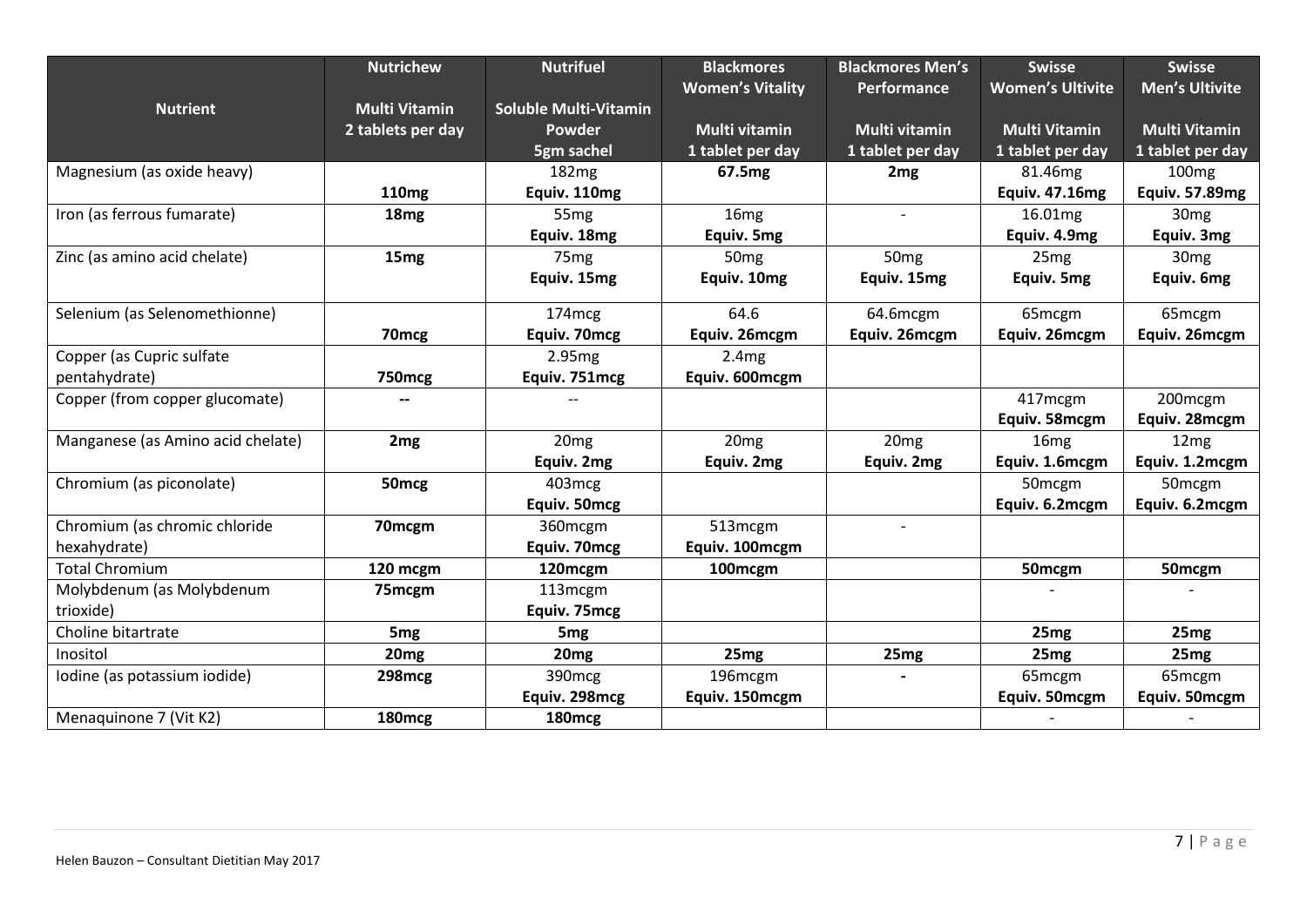| Nutrient | Nutrichew<br><br>Multi Vitamin<br>2 tablets per day | Nutrifuel<br><br>Soluble Multi-Vitamin<br>Powder<br>5gm sachel | Blackmores<br>Women's Vitality<br><br>Multi vitamin<br>1 tablet per day | Blackmores Men's<br>Performance<br><br>Multi vitamin<br>1 tablet per day | Swisse<br>Women's Ultivite<br><br>Multi Vitamin<br>1 tablet per day | Swisse<br>Men's Ultivite<br><br>Multi Vitamin<br>1 tablet per day |
|---|---|---|---|---|---|---|
| Magnesium (as oxide heavy) | **110mg** | 182mg<br>**Equiv. 110mg** | **67.5mg** | **2mg** | 81.46mg<br>**Equiv. 47.16mg** | 100mg<br>**Equiv. 57.89mg** |
| Iron (as ferrous fumarate) | **18mg** | 55mg<br>**Equiv. 18mg** | 16mg<br>**Equiv. 5mg** | - | 16.01mg<br>**Equiv. 4.9mg** | 30mg<br>**Equiv. 3mg** |
| Zinc (as amino acid chelate) | **15mg** | 75mg<br>**Equiv. 15mg** | 50mg<br>**Equiv. 10mg** | 50mg<br>**Equiv. 15mg** | 25mg<br>**Equiv. 5mg** | 30mg<br>**Equiv. 6mg** |
| Selenium (as Selenomethionne) | **70mcg** | 174mcg<br>**Equiv. 70mcg** | 64.6<br>**Equiv. 26mcgm** | 64.6mcgm<br>**Equiv. 26mcgm** | 65mcgm<br>**Equiv. 26mcgm** | 65mcgm<br>**Equiv. 26mcgm** |
| Copper (as Cupric sulfate pentahydrate) | **750mcg** | 2.95mg<br>**Equiv. 751mcg** | 2.4mg<br>**Equiv. 600mcgm** | | | |
| Copper (from copper glucomate) | **--** | -- | | | 417mcgm<br>**Equiv. 58mcgm** | 200mcgm<br>**Equiv. 28mcgm** |
| Manganese (as Amino acid chelate) | **2mg** | 20mg<br>**Equiv. 2mg** | 20mg<br>**Equiv. 2mg** | 20mg<br>**Equiv. 2mg** | 16mg<br>**Equiv. 1.6mcgm** | 12mg<br>**Equiv. 1.2mcgm** |
| Chromium (as piconolate) | **50mcg** | 403mcg<br>**Equiv. 50mcg** | | | 50mcgm<br>**Equiv. 6.2mcgm** | 50mcgm<br>**Equiv. 6.2mcgm** |
| Chromium (as chromic chloride hexahydrate) | **70mcgm** | 360mcgm<br>**Equiv. 70mcg** | 513mcgm<br>**Equiv. 100mcgm** | - | | |
| Total Chromium | **120 mcgm** | **120mcgm** | **100mcgm** | | **50mcgm** | **50mcgm** |
| Molybdenum (as Molybdenum trioxide) | **75mcgm** | 113mcgm<br>**Equiv. 75mcg** | | | - | - |
| Choline bitartrate | **5mg** | **5mg** | | | **25mg** | **25mg** |
| Inositol | **20mg** | **20mg** | **25mg** | **25mg** | **25mg** | **25mg** |
| Iodine (as potassium iodide) | **298mcg** | 390mcg<br>**Equiv. 298mcg** | 196mcgm<br>**Equiv. 150mcgm** | **-** | 65mcgm<br>**Equiv. 50mcgm** | 65mcgm<br>**Equiv. 50mcgm** |
| Menaquinone 7 (Vit K2) | **180mcg** | **180mcg** | | | - | - |

Helen Bauzon – Consultant Dietitian May 2017